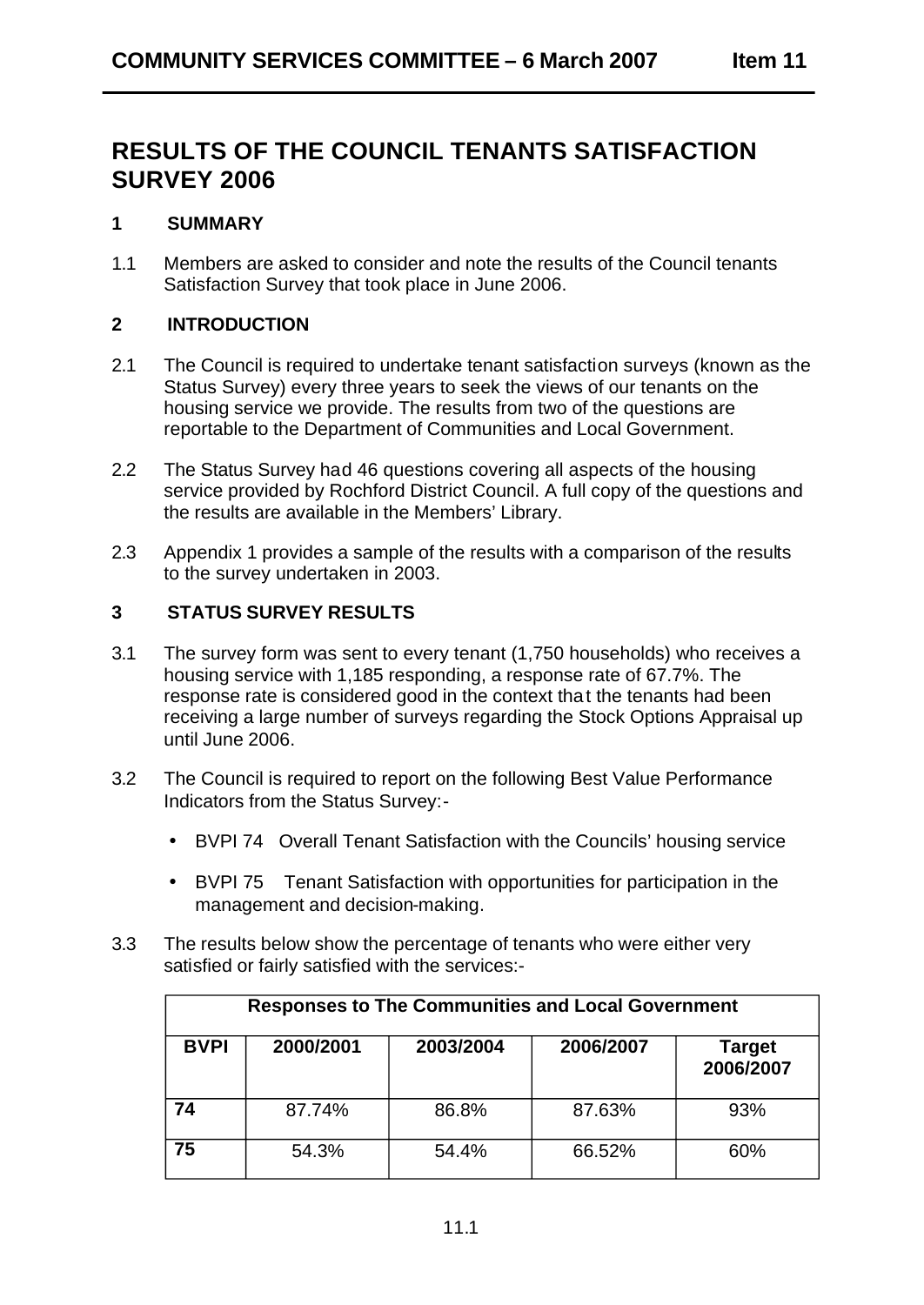# RESULTS OF THE COUNCIL TENANTS SATISFACTION SURVEY 2006

## 1 SUMMARY

1.1 Members are asked to consider and note the results of the Council tenants Satisfaction Survey that took place in June 2006.

## 2 INTRODUCTION

2.1 The Council is required to undertake tenant satisfaction surveys (known as the Status Survey) every three years to seek the views of our tenants on the housing service we provide. The results from two of the questions are reportable to the Department of Communities and Local Government.

2.2 The Status Survey had 46 questions covering all aspects of the housing service provided by Rochford District Council. A full copy of the questions and the results are available in the Members' Library.

2.3 Appendix 1 provides a sample of the results with a comparison of the results to the survey undertaken in 2003.

## 3 STATUS SURVEY RESULTS

3.1 The survey form was sent to every tenant (1,750 households) who receives a housing service with 1,185 responding, a response rate of 67.7%. The response rate is considered good in the context that the tenants had been receiving a large number of surveys regarding the Stock Options Appraisal up until June 2006.

3.2 The Council is required to report on the following Best Value Performance Indicators from the Status Survey:-

- BVPI 74 Overall Tenant Satisfaction with the Councils' housing service
- BVPI 75 Tenant Satisfaction with opportunities for participation in the management and decision-making.

3.3 The results below show the percentage of tenants who were either very satisfied or fairly satisfied with the services:-

| Responses to The Communities and Local Government | | | | |
|---|---|---|---|---|
| **BVPI** | **2000/2001** | **2003/2004** | **2006/2007** | **Target 2006/2007** |
| **74** | 87.74% | 86.8% | 87.63% | 93% |
| **75** | 54.3% | 54.4% | 66.52% | 60% |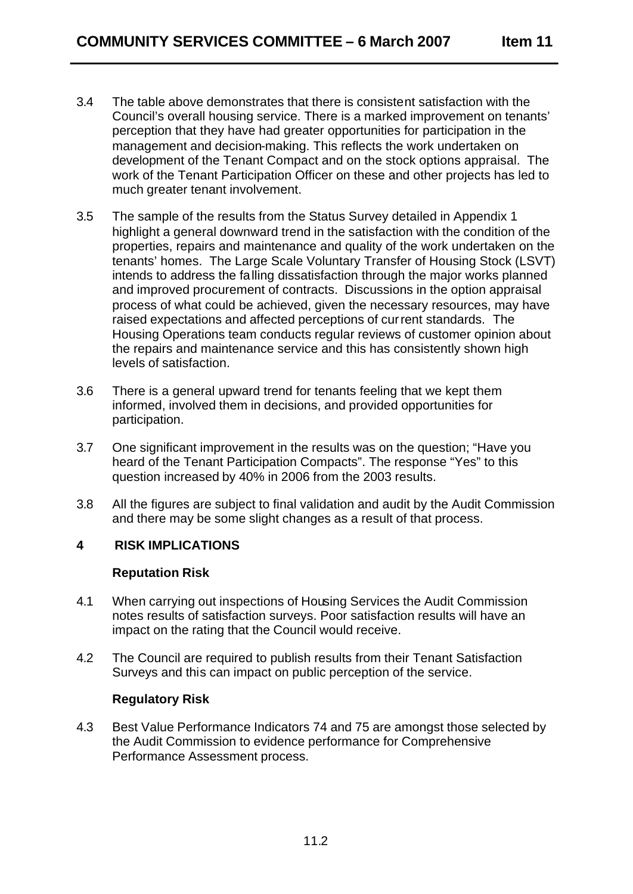3.4 The table above demonstrates that there is consistent satisfaction with the Council's overall housing service. There is a marked improvement on tenants' perception that they have had greater opportunities for participation in the management and decision-making. This reflects the work undertaken on development of the Tenant Compact and on the stock options appraisal. The work of the Tenant Participation Officer on these and other projects has led to much greater tenant involvement.

3.5 The sample of the results from the Status Survey detailed in Appendix 1 highlight a general downward trend in the satisfaction with the condition of the properties, repairs and maintenance and quality of the work undertaken on the tenants' homes. The Large Scale Voluntary Transfer of Housing Stock (LSVT) intends to address the falling dissatisfaction through the major works planned and improved procurement of contracts. Discussions in the option appraisal process of what could be achieved, given the necessary resources, may have raised expectations and affected perceptions of current standards. The Housing Operations team conducts regular reviews of customer opinion about the repairs and maintenance service and this has consistently shown high levels of satisfaction.

3.6 There is a general upward trend for tenants feeling that we kept them informed, involved them in decisions, and provided opportunities for participation.

3.7 One significant improvement in the results was on the question; "Have you heard of the Tenant Participation Compacts". The response "Yes" to this question increased by 40% in 2006 from the 2003 results.

3.8 All the figures are subject to final validation and audit by the Audit Commission and there may be some slight changes as a result of that process.

## 4 RISK IMPLICATIONS

**Reputation Risk**

4.1 When carrying out inspections of Housing Services the Audit Commission notes results of satisfaction surveys. Poor satisfaction results will have an impact on the rating that the Council would receive.

4.2 The Council are required to publish results from their Tenant Satisfaction Surveys and this can impact on public perception of the service.

**Regulatory Risk**

4.3 Best Value Performance Indicators 74 and 75 are amongst those selected by the Audit Commission to evidence performance for Comprehensive Performance Assessment process.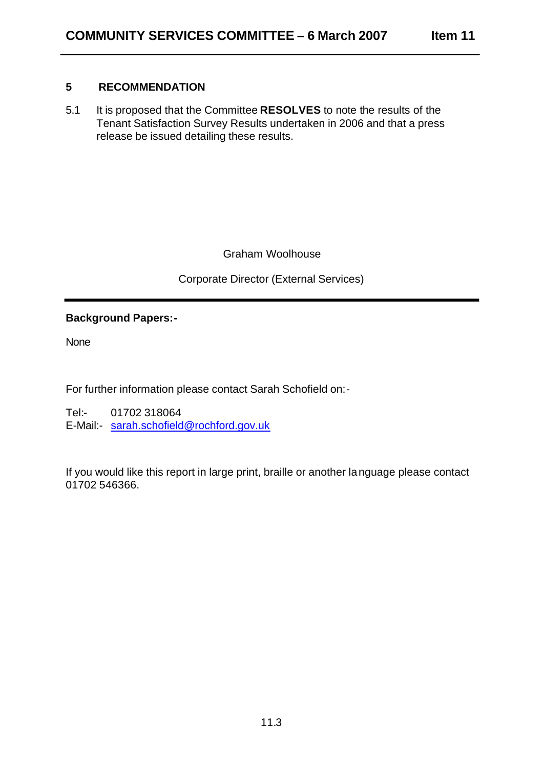## 5 RECOMMENDATION

5.1 It is proposed that the Committee **RESOLVES** to note the results of the Tenant Satisfaction Survey Results undertaken in 2006 and that a press release be issued detailing these results.

Graham Woolhouse

Corporate Director (External Services)

---

**Background Papers:-**

None

For further information please contact Sarah Schofield on:-

Tel:- 01702 318064
E-Mail:- sarah.schofield@rochford.gov.uk

If you would like this report in large print, braille or another language please contact 01702 546366.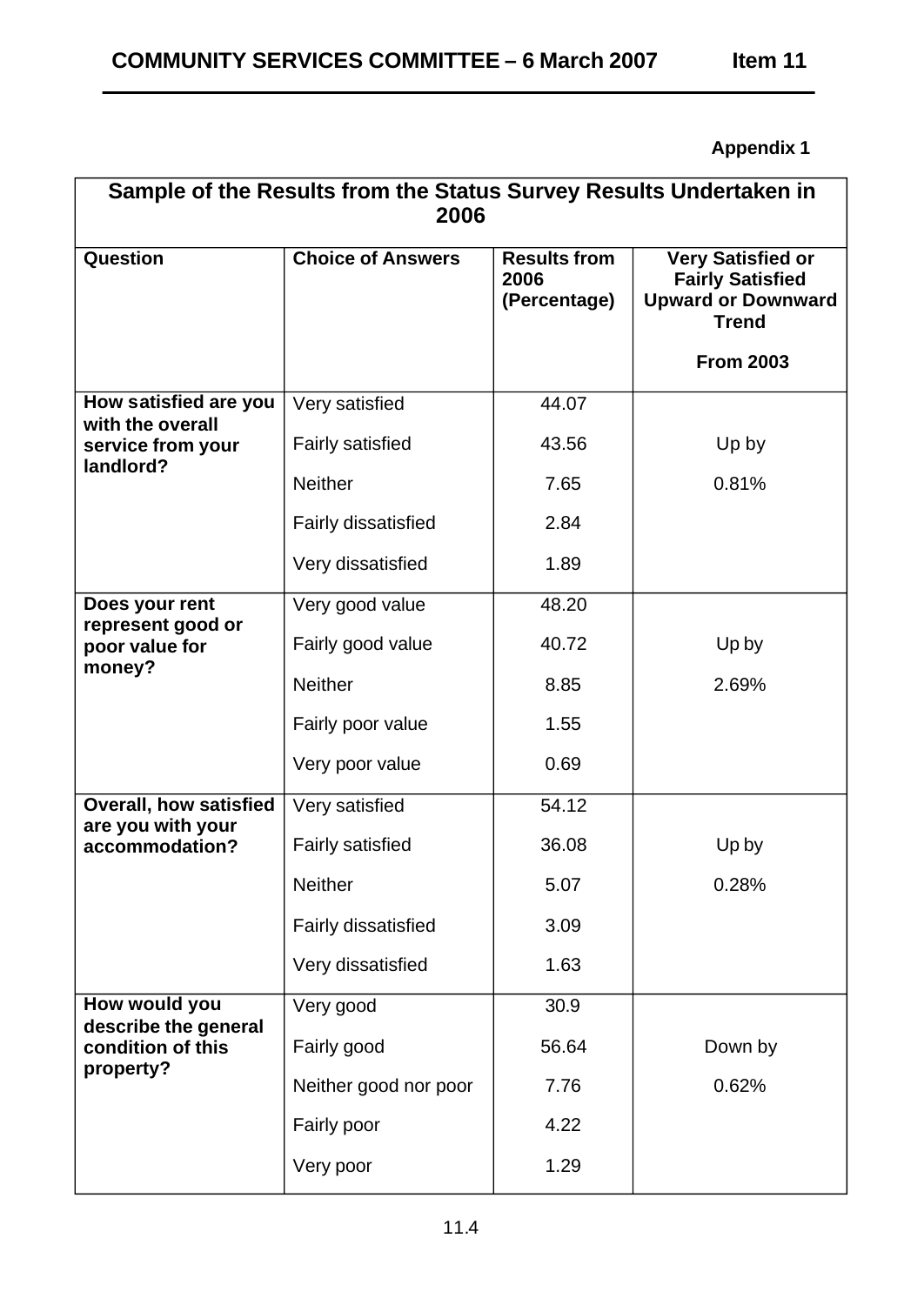**Appendix 1**

| Sample of the Results from the Status Survey Results Undertaken in 2006 | | | |
|---|---|---|---|
| **Question** | **Choice of Answers** | **Results from 2006 (Percentage)** | **Very Satisfied or Fairly Satisfied Upward or Downward Trend From 2003** |
| **How satisfied are you with the overall service from your landlord?** | Very satisfied | 44.07 | |
| | Fairly satisfied | 43.56 | Up by |
| | Neither | 7.65 | 0.81% |
| | Fairly dissatisfied | 2.84 | |
| | Very dissatisfied | 1.89 | |
| **Does your rent represent good or poor value for money?** | Very good value | 48.20 | |
| | Fairly good value | 40.72 | Up by |
| | Neither | 8.85 | 2.69% |
| | Fairly poor value | 1.55 | |
| | Very poor value | 0.69 | |
| **Overall, how satisfied are you with your accommodation?** | Very satisfied | 54.12 | |
| | Fairly satisfied | 36.08 | Up by |
| | Neither | 5.07 | 0.28% |
| | Fairly dissatisfied | 3.09 | |
| | Very dissatisfied | 1.63 | |
| **How would you describe the general condition of this property?** | Very good | 30.9 | |
| | Fairly good | 56.64 | Down by |
| | Neither good nor poor | 7.76 | 0.62% |
| | Fairly poor | 4.22 | |
| | Very poor | 1.29 | |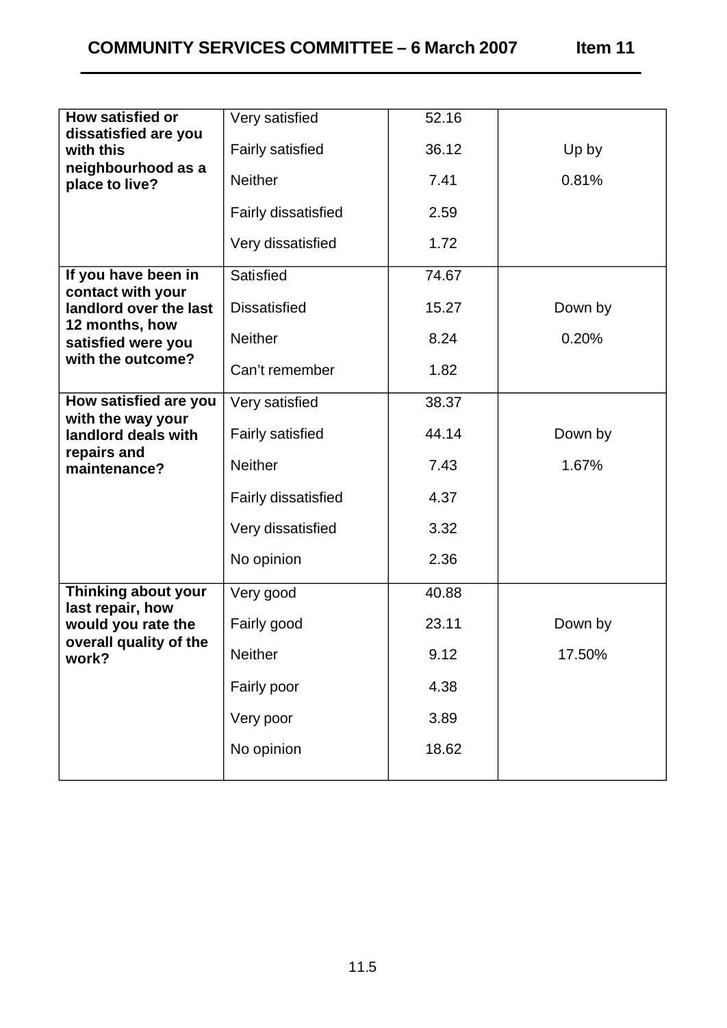| | | | |
|---|---|---|---|
| **How satisfied or dissatisfied are you with this neighbourhood as a place to live?** | Very satisfied | 52.16 | |
| | Fairly satisfied | 36.12 | Up by |
| | Neither | 7.41 | 0.81% |
| | Fairly dissatisfied | 2.59 | |
| | Very dissatisfied | 1.72 | |
| **If you have been in contact with your landlord over the last 12 months, how satisfied were you with the outcome?** | Satisfied | 74.67 | |
| | Dissatisfied | 15.27 | Down by |
| | Neither | 8.24 | 0.20% |
| | Can't remember | 1.82 | |
| **How satisfied are you with the way your landlord deals with repairs and maintenance?** | Very satisfied | 38.37 | |
| | Fairly satisfied | 44.14 | Down by |
| | Neither | 7.43 | 1.67% |
| | Fairly dissatisfied | 4.37 | |
| | Very dissatisfied | 3.32 | |
| | No opinion | 2.36 | |
| **Thinking about your last repair, how would you rate the overall quality of the work?** | Very good | 40.88 | |
| | Fairly good | 23.11 | Down by |
| | Neither | 9.12 | 17.50% |
| | Fairly poor | 4.38 | |
| | Very poor | 3.89 | |
| | No opinion | 18.62 | |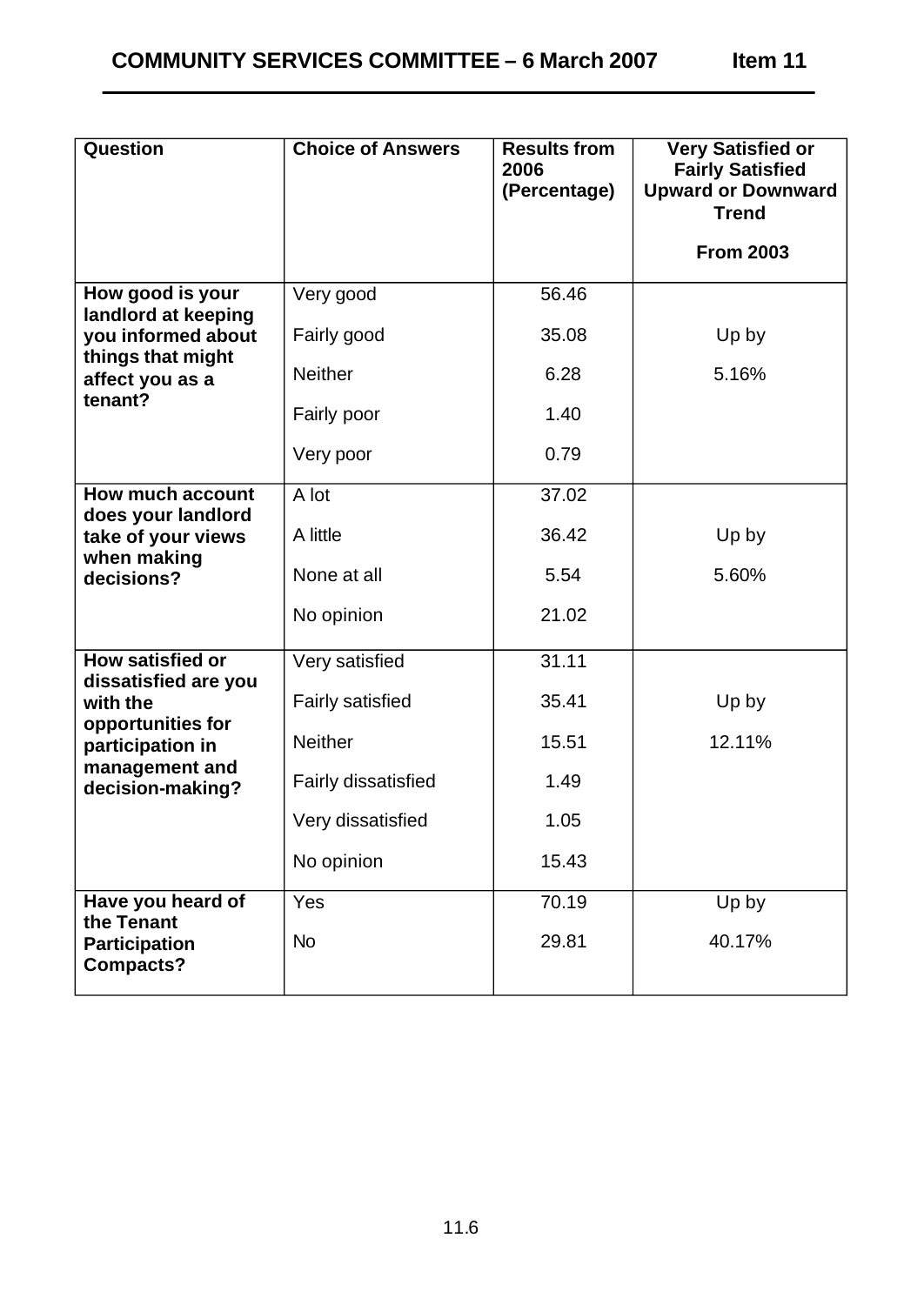| Question | Choice of Answers | Results from 2006 (Percentage) | Very Satisfied or Fairly Satisfied Upward or Downward Trend From 2003 |
|---|---|---|---|
| **How good is your landlord at keeping you informed about things that might affect you as a tenant?** | Very good | 56.46 | Up by 5.16% |
| | Fairly good | 35.08 | |
| | Neither | 6.28 | |
| | Fairly poor | 1.40 | |
| | Very poor | 0.79 | |
| **How much account does your landlord take of your views when making decisions?** | A lot | 37.02 | Up by 5.60% |
| | A little | 36.42 | |
| | None at all | 5.54 | |
| | No opinion | 21.02 | |
| **How satisfied or dissatisfied are you with the opportunities for participation in management and decision-making?** | Very satisfied | 31.11 | Up by 12.11% |
| | Fairly satisfied | 35.41 | |
| | Neither | 15.51 | |
| | Fairly dissatisfied | 1.49 | |
| | Very dissatisfied | 1.05 | |
| | No opinion | 15.43 | |
| **Have you heard of the Tenant Participation Compacts?** | Yes | 70.19 | Up by 40.17% |
| | No | 29.81 | |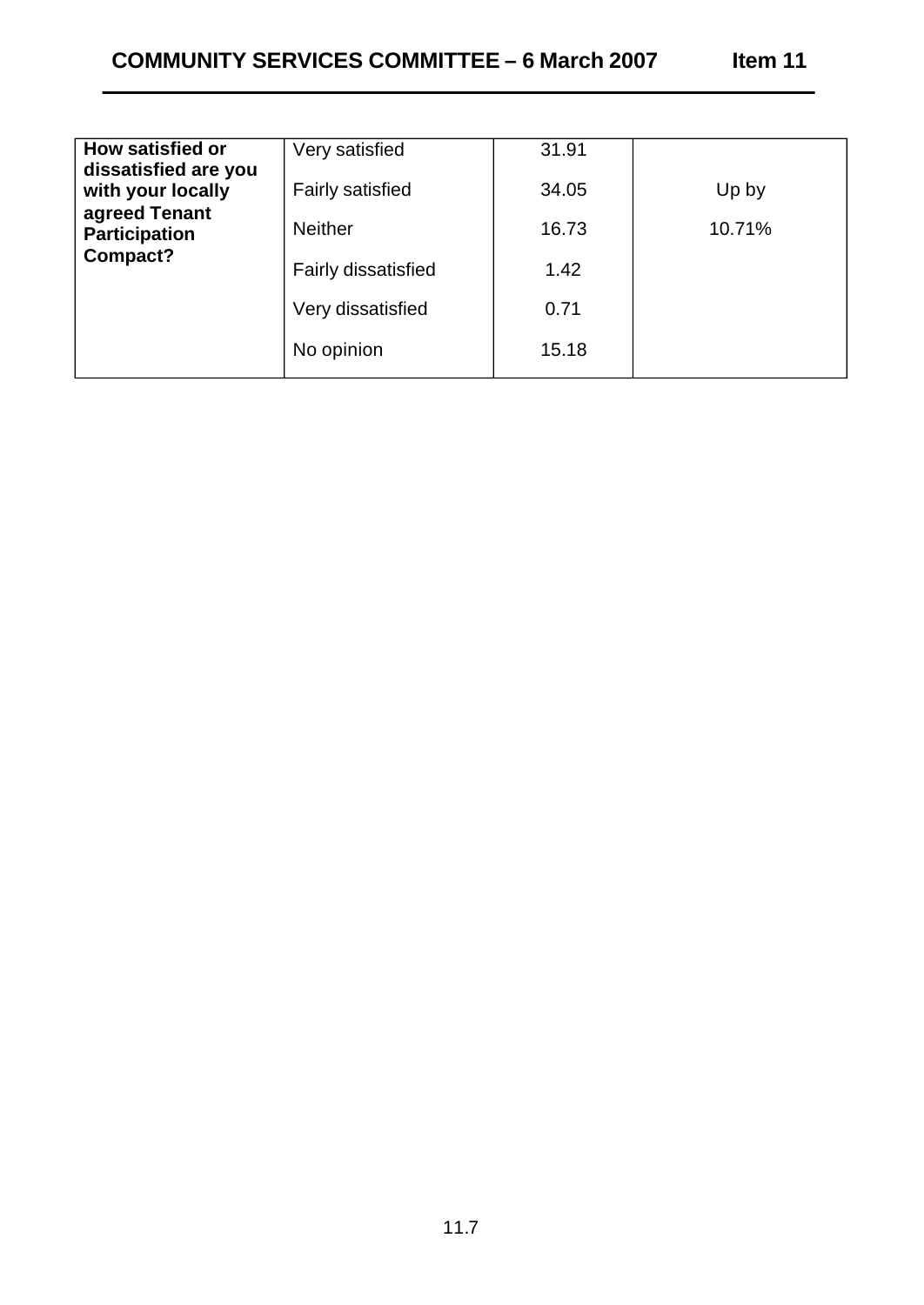| | | | |
|---|---|---|---|
| **How satisfied or dissatisfied are you with your locally agreed Tenant Participation Compact?** | Very satisfied | 31.91 | Up by 10.71% |
| | Fairly satisfied | 34.05 | |
| | Neither | 16.73 | |
| | Fairly dissatisfied | 1.42 | |
| | Very dissatisfied | 0.71 | |
| | No opinion | 15.18 | |